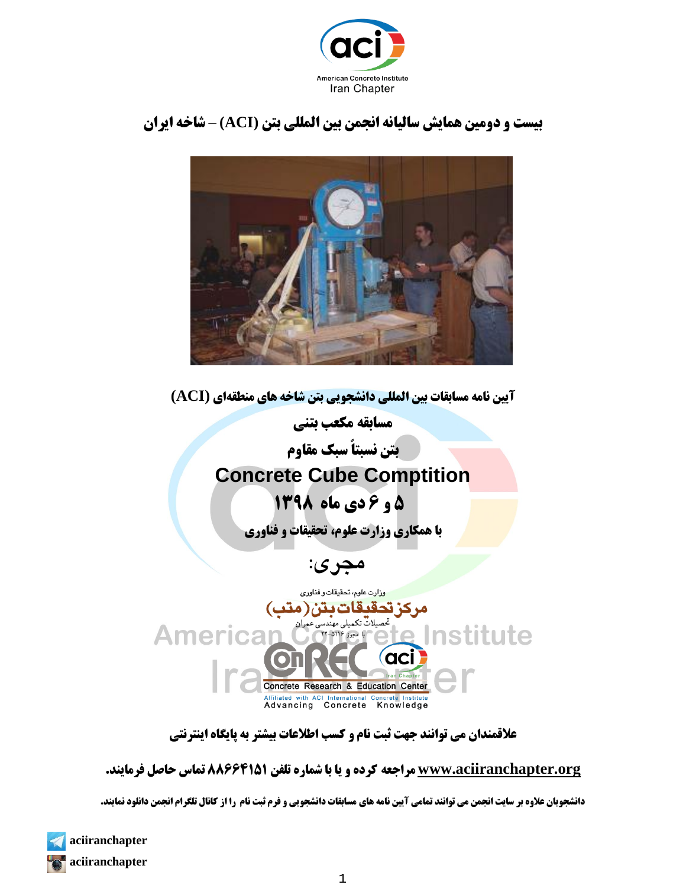American Concrete Institute
Iran Chapter

# بیست و دومین همایش سالیانه انجمن بین المللی بتن (ACI) – شاخه ایران

## آیین نامه مسابقات بین المللی دانشجویی بتن شاخه های منطقه‌ای (ACI)

## مسابقه مکعب بتنی

## بتن نسبتاً سبک مقاوم

## Concrete Cube Comption

## ۵ و ۶ دی ماه ۱۳۹۸

**با همکاری وزارت علوم، تحقیقات و فناوری**

## مجری:

وزارت علوم، تحقیقات و فناوری

**مرکز تحقیقات بتن (متب)**

تحصیلات تکمیلی مهندسی عمران

با مجوز ۵۱۱۶-۲۲

CoREC
Concrete Research & Education Center
Affiliated with ACI International Concrete Institute
Advancing Concrete Knowledge

**علاقمندان می توانند جهت ثبت نام و کسب اطلاعات بیشتر به پایگاه اینترنتی**

**www.aciiranchapter.org مراجعه کرده و یا با شماره تلفن ۸۸۶۶۴۱۵۱ تماس حاصل فرمایند.**

**دانشجویان علاوه بر سایت انجمن می توانند تمامی آیین نامه های مسابقات دانشجویی و فرم ثبت نام را از کانال تلگرام انجمن دانلود نمایند.**

aciiranchapter

aciiranchapter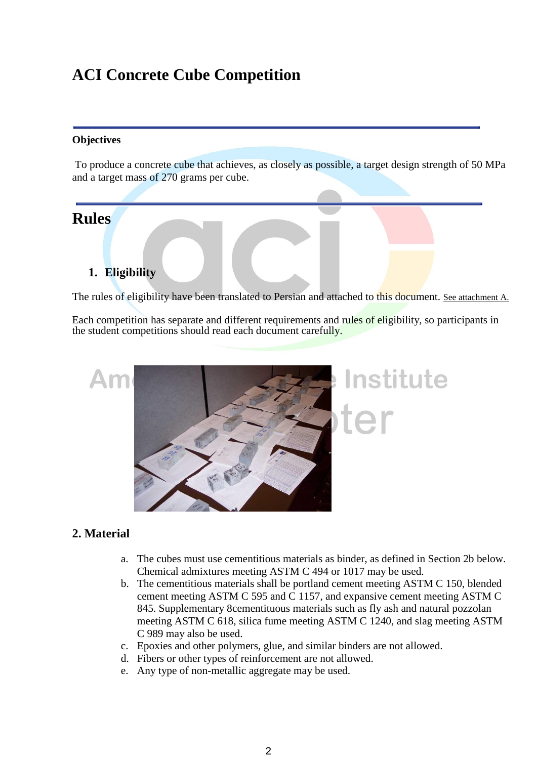# ACI Concrete Cube Competition

### Objectives

To produce a concrete cube that achieves, as closely as possible, a target design strength of 50 MPa and a target mass of 270 grams per cube.

## Rules

### 1. Eligibility

The rules of eligibility have been translated to Persian and attached to this document. See attachment A.

Each competition has separate and different requirements and rules of eligibility, so participants in the student competitions should read each document carefully.

### 2. Material

a. The cubes must use cementitious materials as binder, as defined in Section 2b below. Chemical admixtures meeting ASTM C 494 or 1017 may be used.
b. The cementitious materials shall be portland cement meeting ASTM C 150, blended cement meeting ASTM C 595 and C 1157, and expansive cement meeting ASTM C 845. Supplementary 8cementituous materials such as fly ash and natural pozzolan meeting ASTM C 618, silica fume meeting ASTM C 1240, and slag meeting ASTM C 989 may also be used.
c. Epoxies and other polymers, glue, and similar binders are not allowed.
d. Fibers or other types of reinforcement are not allowed.
e. Any type of non-metallic aggregate may be used.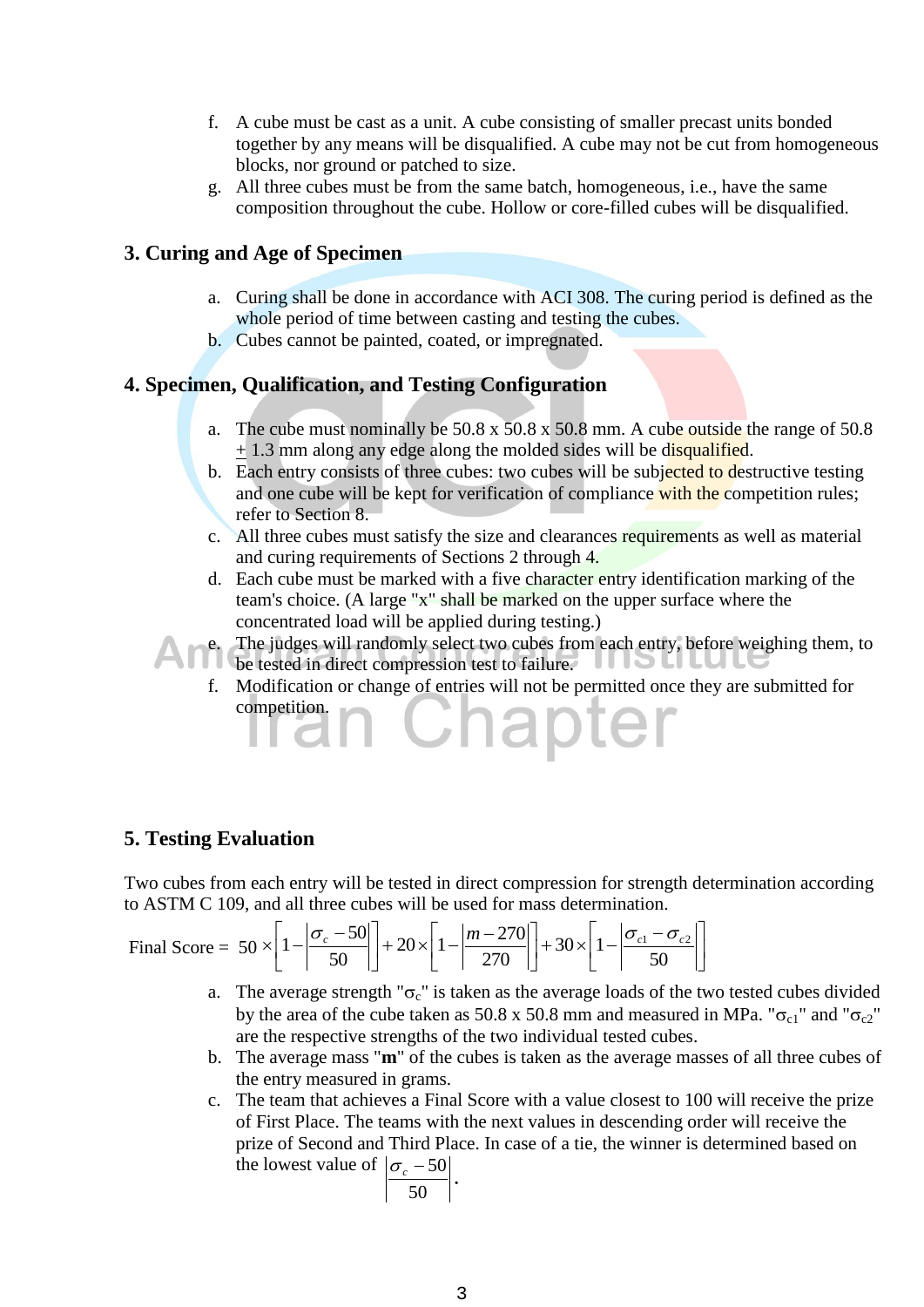f. A cube must be cast as a unit. A cube consisting of smaller precast units bonded together by any means will be disqualified. A cube may not be cut from homogeneous blocks, nor ground or patched to size.
g. All three cubes must be from the same batch, homogeneous, i.e., have the same composition throughout the cube. Hollow or core-filled cubes will be disqualified.

## 3. Curing and Age of Specimen

a. Curing shall be done in accordance with ACI 308. The curing period is defined as the whole period of time between casting and testing the cubes.
b. Cubes cannot be painted, coated, or impregnated.

## 4. Specimen, Qualification, and Testing Configuration

a. The cube must nominally be 50.8 x 50.8 x 50.8 mm. A cube outside the range of 50.8 ± 1.3 mm along any edge along the molded sides will be disqualified.
b. Each entry consists of three cubes: two cubes will be subjected to destructive testing and one cube will be kept for verification of compliance with the competition rules; refer to Section 8.
c. All three cubes must satisfy the size and clearances requirements as well as material and curing requirements of Sections 2 through 4.
d. Each cube must be marked with a five character entry identification marking of the team's choice. (A large "x" shall be marked on the upper surface where the concentrated load will be applied during testing.)
e. The judges will randomly select two cubes from each entry, before weighing them, to be tested in direct compression test to failure.
f. Modification or change of entries will not be permitted once they are submitted for competition.

## 5. Testing Evaluation

Two cubes from each entry will be tested in direct compression for strength determination according to ASTM C 109, and all three cubes will be used for mass determination.

$$\text{Final Score} = 50 \times \left[1 - \left|\frac{\sigma_c - 50}{50}\right|\right] + 20 \times \left[1 - \left|\frac{m - 270}{270}\right|\right] + 30 \times \left[1 - \left|\frac{\sigma_{c1} - \sigma_{c2}}{50}\right|\right]$$

a. The average strength "$\sigma_c$" is taken as the average loads of the two tested cubes divided by the area of the cube taken as 50.8 x 50.8 mm and measured in MPa. "$\sigma_{c1}$" and "$\sigma_{c2}$" are the respective strengths of the two individual tested cubes.
b. The average mass "**m**" of the cubes is taken as the average masses of all three cubes of the entry measured in grams.
c. The team that achieves a Final Score with a value closest to 100 will receive the prize of First Place. The teams with the next values in descending order will receive the prize of Second and Third Place. In case of a tie, the winner is determined based on the lowest value of $\left|\frac{\sigma_c - 50}{50}\right|$.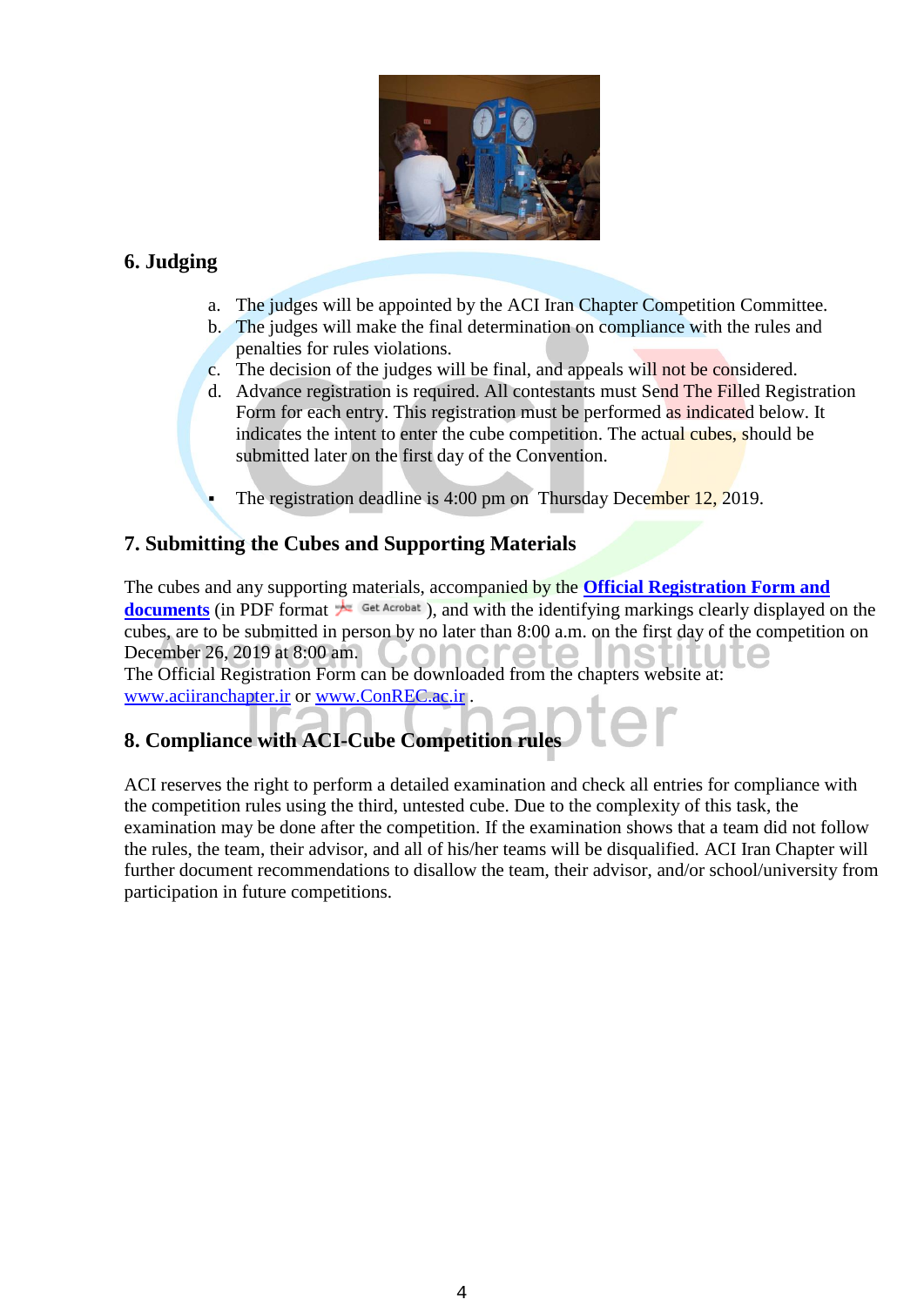## 6. Judging

a. The judges will be appointed by the ACI Iran Chapter Competition Committee.
b. The judges will make the final determination on compliance with the rules and penalties for rules violations.
c. The decision of the judges will be final, and appeals will not be considered.
d. Advance registration is required. All contestants must Send The Filled Registration Form for each entry. This registration must be performed as indicated below. It indicates the intent to enter the cube competition. The actual cubes, should be submitted later on the first day of the Convention.

- The registration deadline is 4:00 pm on Thursday December 12, 2019.

## 7. Submitting the Cubes and Supporting Materials

The cubes and any supporting materials, accompanied by the **Official Registration Form and documents** (in PDF format Get Acrobat ), and with the identifying markings clearly displayed on the cubes, are to be submitted in person by no later than 8:00 a.m. on the first day of the competition on December 26, 2019 at 8:00 am.
The Official Registration Form can be downloaded from the chapters website at: www.aciiranchapter.ir or www.ConREC.ac.ir .

## 8. Compliance with ACI-Cube Competition rules

ACI reserves the right to perform a detailed examination and check all entries for compliance with the competition rules using the third, untested cube. Due to the complexity of this task, the examination may be done after the competition. If the examination shows that a team did not follow the rules, the team, their advisor, and all of his/her teams will be disqualified. ACI Iran Chapter will further document recommendations to disallow the team, their advisor, and/or school/university from participation in future competitions.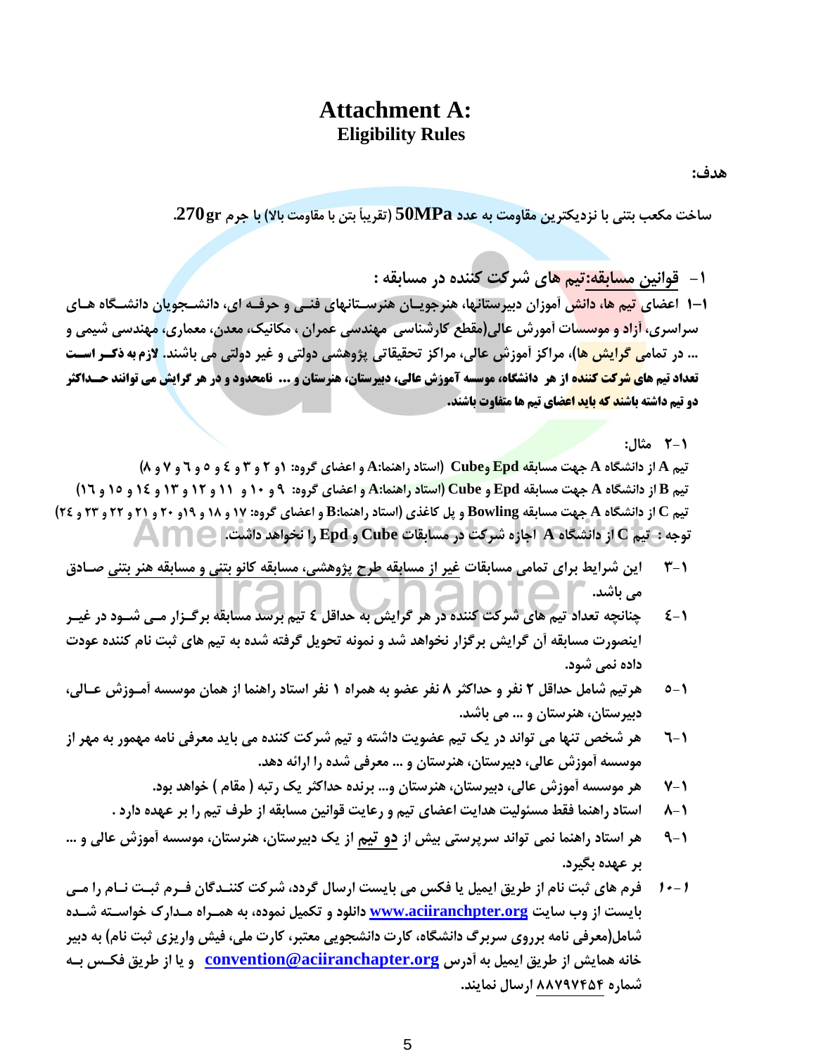# Attachment A:
## Eligibility Rules

**هدف:**

**ساخت مکعب بتنی با نزدیکترین مقاومت به عدد 50MPa (تقریباً بتن با مقاومت بالا) با جرم 270gr.**

**۱- قوانین مسابقه:تیم های شرکت کننده در مسابقه :**

**۱-۱ اعضای تیم ها، دانش آموزان دبیرستانها، هنرجویان هنرستانهای فنی و حرفه ای، دانشجویان دانشگاه های سراسری، آزاد و موسسات آموزش عالی(مقطع کارشناسی مهندسی عمران ، مکانیک، معدن، معماری، مهندسی شیمی و ... در تمامی گرایش ها)، مراکز آموزش عالی، مراکز تحقیقاتی پژوهشی دولتی و غیر دولتی می باشند. لازم به ذکر است تعداد تیم های شرکت کننده از هر دانشگاه، موسسه آموزش عالی، دبیرستان، هنرستان و ... نامحدود و در هر گرایش می توانند حداکثر دو تیم داشته باشند که باید اعضای تیم ها متفاوت باشند.**

**۱-۲ مثال:**

**تیم A از دانشگاه A جهت مسابقه Epd وCube (استاد راهنما:A و اعضای گروه: ۱و ۲ و ۳ و ٤ و ٥ و ٦ و ۷ و ۸)**
**تیم B از دانشگاه A جهت مسابقه Epd و Cube (استاد راهنما:A و اعضای گروه: ۹ و ۱۰ و ۱۱ و ۱۲ و ۱۳ و ۱٤ و ۱٥ و ۱٦)**
**تیم C از دانشگاه A جهت مسابقه Bowling و پل کاغذی (استاد راهنما:B و اعضای گروه: ۱۷ و ۱۸ و ۱۹و ۲۰ و ۲۱ و ۲۲ و ۲۳ و ۲٤)**
**توجه : تیم C از دانشگاه A اجازه شرکت در مسابقات Cube و Epd را نخواهد داشت.**

**۱-۳ این شرایط برای تمامی مسابقات غیر از مسابقه طرح پژوهشی، مسابقه کانو بتنی و مسابقه هنر بتنی صادق می باشد.**

**۱-٤ چنانچه تعداد تیم های شرکت کننده در هر گرایش به حداقل ٤ تیم برسد مسابقه برگزار می شود در غیر اینصورت مسابقه آن گرایش برگزار نخواهد شد و نمونه تحویل گرفته شده به تیم های ثبت نام کننده عودت داده نمی شود.**

**۱-٥ هرتیم شامل حداقل ۲ نفر و حداکثر ۸ نفر عضو به همراه ۱ نفر استاد راهنما از همان موسسه آموزش عالی، دبیرستان، هنرستان و ... می باشد.**

**۱-٦ هر شخص تنها می تواند در یک تیم عضویت داشته و تیم شرکت کننده می باید معرفی نامه مهمور به مهر از موسسه آموزش عالی، دبیرستان، هنرستان و ... معرفی شده را ارائه دهد.**

**۱-۷ هر موسسه آموزش عالی، دبیرستان، هنرستان و... برنده حداکثر یک رتبه ( مقام ) خواهد بود.**

**۱-۸ استاد راهنما فقط مسئولیت هدایت اعضای تیم و رعایت قوانین مسابقه از طرف تیم را بر عهده دارد .**

**۱-۹ هر استاد راهنما نمی تواند سرپرستی بیش از دو تیم از یک دبیرستان، هنرستان، موسسه آموزش عالی و ... بر عهده بگیرد.**

**۱-۱۰ فرم های ثبت نام از طریق ایمیل یا فکس می بایست ارسال گردد، شرکت کنندگان فرم ثبت نام را می بایست از وب سایت www.aciiranchpter.org دانلود و تکمیل نموده، به همراه مدارک خواسته شده شامل(معرفی نامه برروی سربرگ دانشگاه، کارت دانشجویی معتبر، کارت ملی، فیش واریزی ثبت نام) به دبیر خانه همایش از طریق ایمیل به آدرس convention@aciiranchapter.org و یا از طریق فکس به شماره ۸۸۷۹۷۴۵۴ ارسال نمایند.**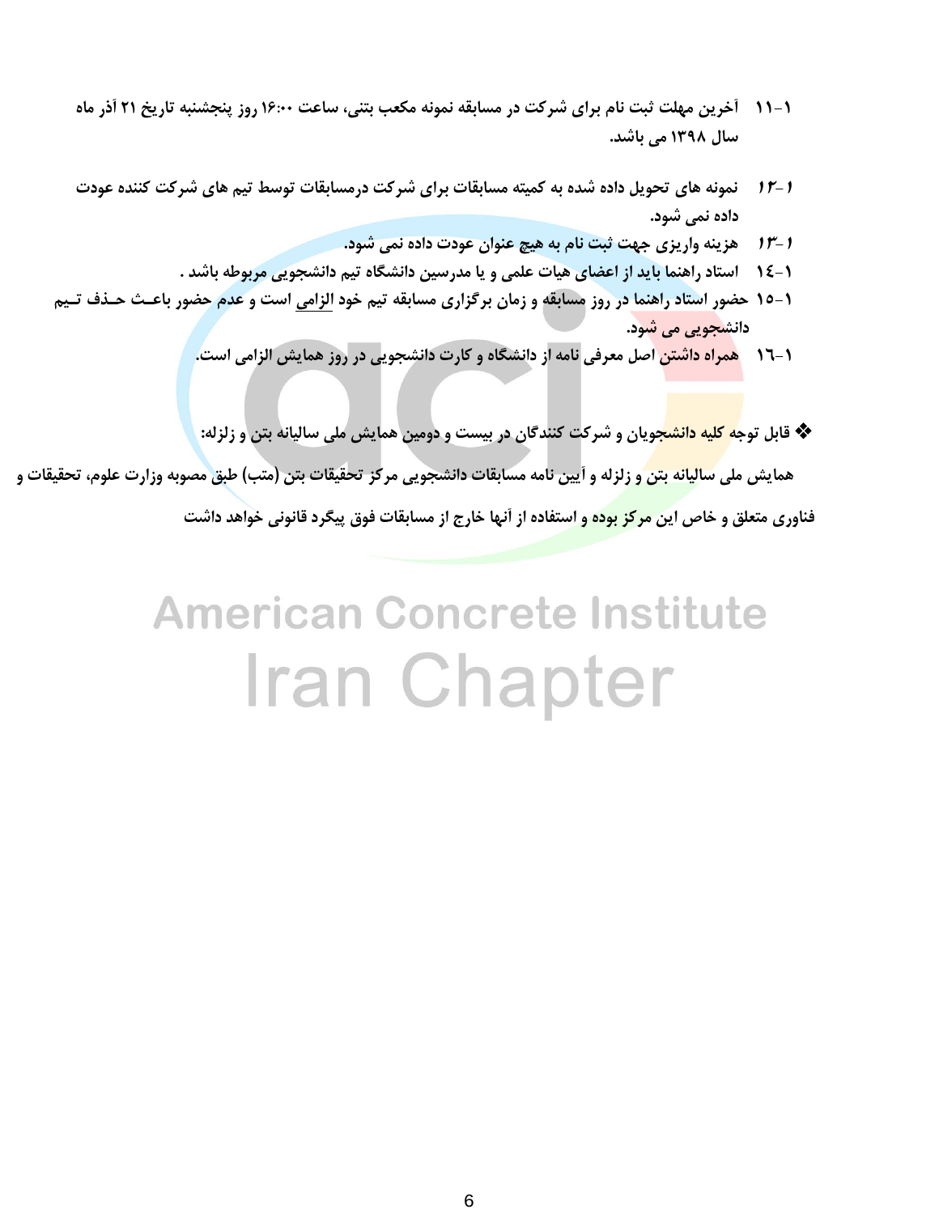۱-۱۱ آخرین مهلت ثبت نام برای شرکت در مسابقه نمونه مکعب بتنی، ساعت ۱۶:۰۰ روز پنجشنبه تاریخ ۲۱ آذر ماه سال ۱۳۹۸ می باشد.

۱-۱۲ نمونه های تحویل داده شده به کمیته مسابقات برای شرکت درمسابقات توسط تیم های شرکت کننده عودت داده نمی شود.

۱-۱۳ هزینه واریزی جهت ثبت نام به هیچ عنوان عودت داده نمی شود.

۱-۱٤ استاد راهنما باید از اعضای هیات علمی و یا مدرسین دانشگاه تیم دانشجویی مربوطه باشد .

۱-۱٥ حضور استاد راهنما در روز مسابقه و زمان برگزاری مسابقه تیم خود الزامی است و عدم حضور باعث حذف تیم دانشجویی می شود.

۱-۱٦ همراه داشتن اصل معرفی نامه از دانشگاه و کارت دانشجویی در روز همایش الزامی است.

❖ قابل توجه کلیه دانشجویان و شرکت کنندگان در بیست و دومین همایش ملی سالیانه بتن و زلزله:

همایش ملی سالیانه بتن و زلزله و آیین نامه مسابقات دانشجویی مرکز تحقیقات بتن (متب) طبق مصوبه وزارت علوم، تحقیقات و فناوری متعلق و خاص این مرکز بوده و استفاده از آنها خارج از مسابقات فوق پیگرد قانونی خواهد داشت